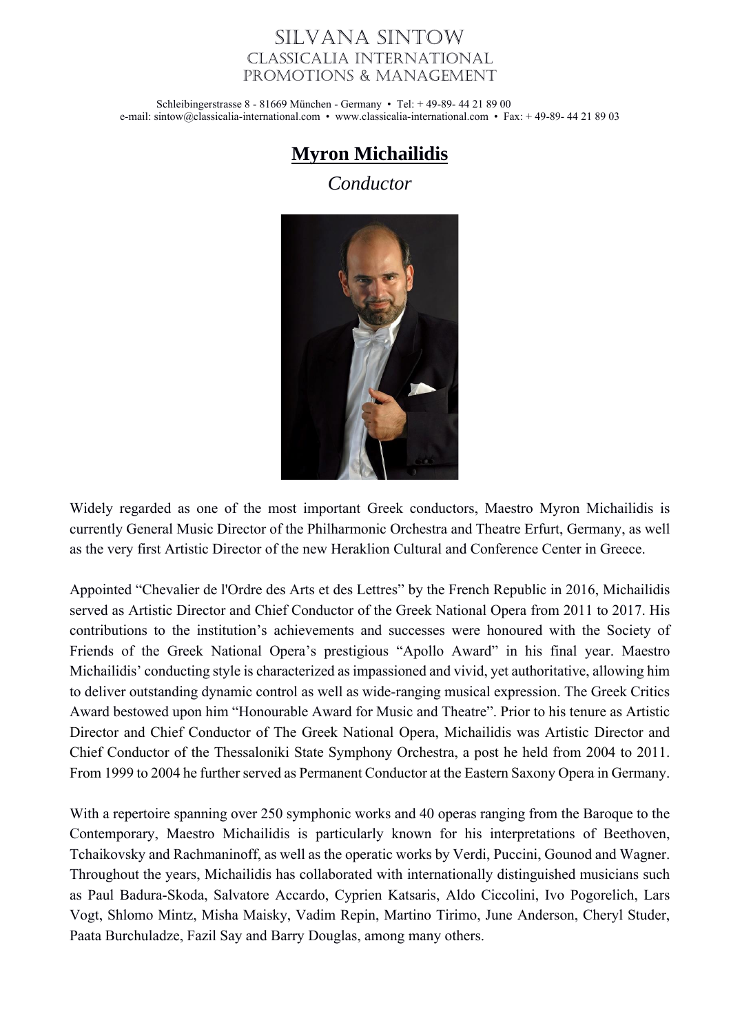# Silvana Sintow
## Classicalia International Promotions & Management

Schleibingerstrasse 8 - 81669 München - Germany • Tel: + 49-89- 44 21 89 00
e-mail: sintow@classicalia-international.com • www.classicalia-international.com • Fax: + 49-89- 44 21 89 03

# Myron Michailidis

*Conductor*

Widely regarded as one of the most important Greek conductors, Maestro Myron Michailidis is currently General Music Director of the Philharmonic Orchestra and Theatre Erfurt, Germany, as well as the very first Artistic Director of the new Heraklion Cultural and Conference Center in Greece.

Appointed "Chevalier de l'Ordre des Arts et des Lettres" by the French Republic in 2016, Michailidis served as Artistic Director and Chief Conductor of the Greek National Opera from 2011 to 2017. His contributions to the institution's achievements and successes were honoured with the Society of Friends of the Greek National Opera's prestigious "Apollo Award" in his final year. Maestro Michailidis' conducting style is characterized as impassioned and vivid, yet authoritative, allowing him to deliver outstanding dynamic control as well as wide-ranging musical expression. The Greek Critics Award bestowed upon him "Honourable Award for Music and Theatre". Prior to his tenure as Artistic Director and Chief Conductor of The Greek National Opera, Michailidis was Artistic Director and Chief Conductor of the Thessaloniki State Symphony Orchestra, a post he held from 2004 to 2011. From 1999 to 2004 he further served as Permanent Conductor at the Eastern Saxony Opera in Germany.

With a repertoire spanning over 250 symphonic works and 40 operas ranging from the Baroque to the Contemporary, Maestro Michailidis is particularly known for his interpretations of Beethoven, Tchaikovsky and Rachmaninoff, as well as the operatic works by Verdi, Puccini, Gounod and Wagner. Throughout the years, Michailidis has collaborated with internationally distinguished musicians such as Paul Badura-Skoda, Salvatore Accardo, Cyprien Katsaris, Aldo Ciccolini, Ivo Pogorelich, Lars Vogt, Shlomo Mintz, Misha Maisky, Vadim Repin, Martino Tirimo, June Anderson, Cheryl Studer, Paata Burchuladze, Fazil Say and Barry Douglas, among many others.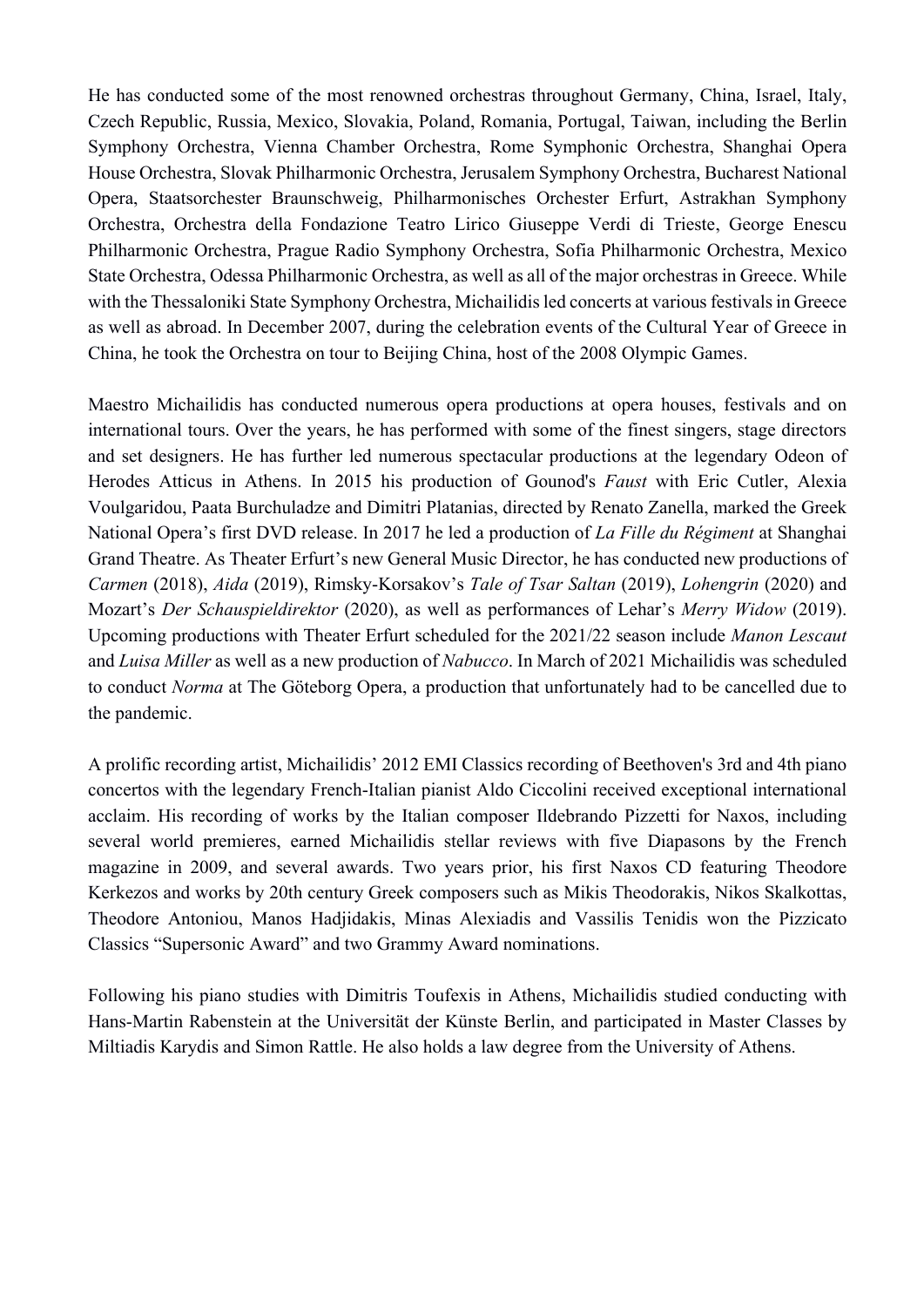He has conducted some of the most renowned orchestras throughout Germany, China, Israel, Italy, Czech Republic, Russia, Mexico, Slovakia, Poland, Romania, Portugal, Taiwan, including the Berlin Symphony Orchestra, Vienna Chamber Orchestra, Rome Symphonic Orchestra, Shanghai Opera House Orchestra, Slovak Philharmonic Orchestra, Jerusalem Symphony Orchestra, Bucharest National Opera, Staatsorchester Braunschweig, Philharmonisches Orchester Erfurt, Astrakhan Symphony Orchestra, Orchestra della Fondazione Teatro Lirico Giuseppe Verdi di Trieste, George Enescu Philharmonic Orchestra, Prague Radio Symphony Orchestra, Sofia Philharmonic Orchestra, Mexico State Orchestra, Odessa Philharmonic Orchestra, as well as all of the major orchestras in Greece. While with the Thessaloniki State Symphony Orchestra, Michailidis led concerts at various festivals in Greece as well as abroad. In December 2007, during the celebration events of the Cultural Year of Greece in China, he took the Orchestra on tour to Beijing China, host of the 2008 Olympic Games.

Maestro Michailidis has conducted numerous opera productions at opera houses, festivals and on international tours. Over the years, he has performed with some of the finest singers, stage directors and set designers. He has further led numerous spectacular productions at the legendary Odeon of Herodes Atticus in Athens. In 2015 his production of Gounod's *Faust* with Eric Cutler, Alexia Voulgaridou, Paata Burchuladze and Dimitri Platanias, directed by Renato Zanella, marked the Greek National Opera's first DVD release. In 2017 he led a production of *La Fille du Régiment* at Shanghai Grand Theatre. As Theater Erfurt's new General Music Director, he has conducted new productions of *Carmen* (2018), *Aida* (2019), Rimsky-Korsakov's *Tale of Tsar Saltan* (2019), *Lohengrin* (2020) and Mozart's *Der Schauspieldirektor* (2020), as well as performances of Lehar's *Merry Widow* (2019). Upcoming productions with Theater Erfurt scheduled for the 2021/22 season include *Manon Lescaut* and *Luisa Miller* as well as a new production of *Nabucco*. In March of 2021 Michailidis was scheduled to conduct *Norma* at The Göteborg Opera, a production that unfortunately had to be cancelled due to the pandemic.

A prolific recording artist, Michailidis' 2012 EMI Classics recording of Beethoven's 3rd and 4th piano concertos with the legendary French-Italian pianist Aldo Ciccolini received exceptional international acclaim. His recording of works by the Italian composer Ildebrando Pizzetti for Naxos, including several world premieres, earned Michailidis stellar reviews with five Diapasons by the French magazine in 2009, and several awards. Two years prior, his first Naxos CD featuring Theodore Kerkezos and works by 20th century Greek composers such as Mikis Theodorakis, Nikos Skalkottas, Theodore Antoniou, Manos Hadjidakis, Minas Alexiadis and Vassilis Tenidis won the Pizzicato Classics "Supersonic Award" and two Grammy Award nominations.

Following his piano studies with Dimitris Toufexis in Athens, Michailidis studied conducting with Hans-Martin Rabenstein at the Universität der Künste Berlin, and participated in Master Classes by Miltiadis Karydis and Simon Rattle. He also holds a law degree from the University of Athens.